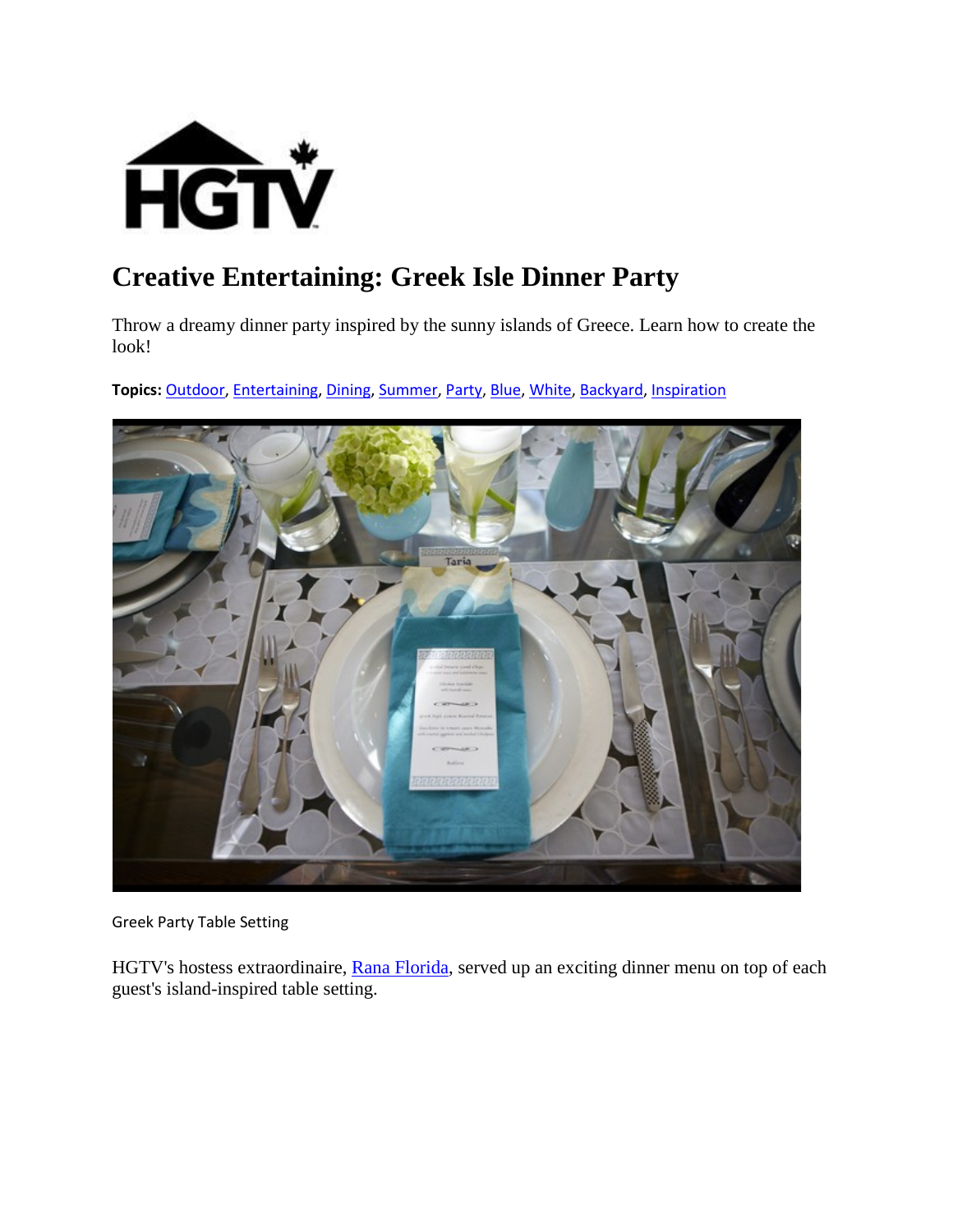# Creative Entertaining: Greek Isle Dinner Party

Throw a dreamy dinner party inspired by the sunny islands of Greece. Learn how to create the look!

**Topics:** Outdoor, Entertaining, Dining, Summer, Party, Blue, White, Backyard, Inspiration

Greek Party Table Setting

HGTV's hostess extraordinaire, Rana Florida, served up an exciting dinner menu on top of each guest's island-inspired table setting.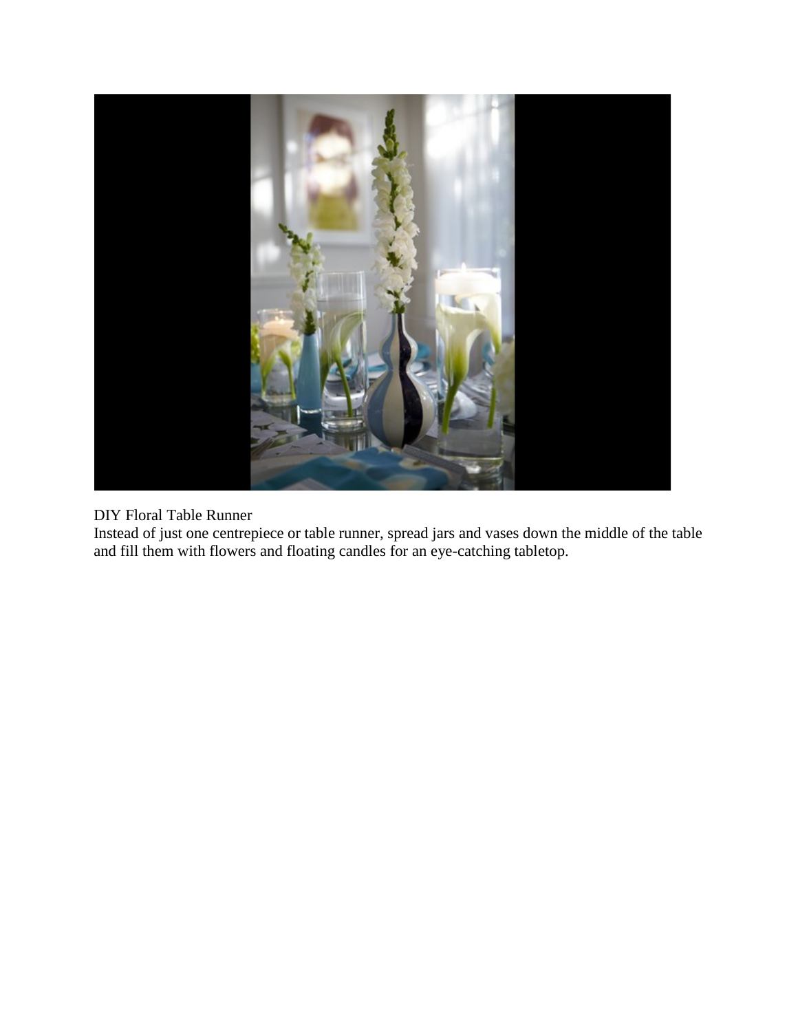DIY Floral Table Runner

Instead of just one centrepiece or table runner, spread jars and vases down the middle of the table and fill them with flowers and floating candles for an eye-catching tabletop.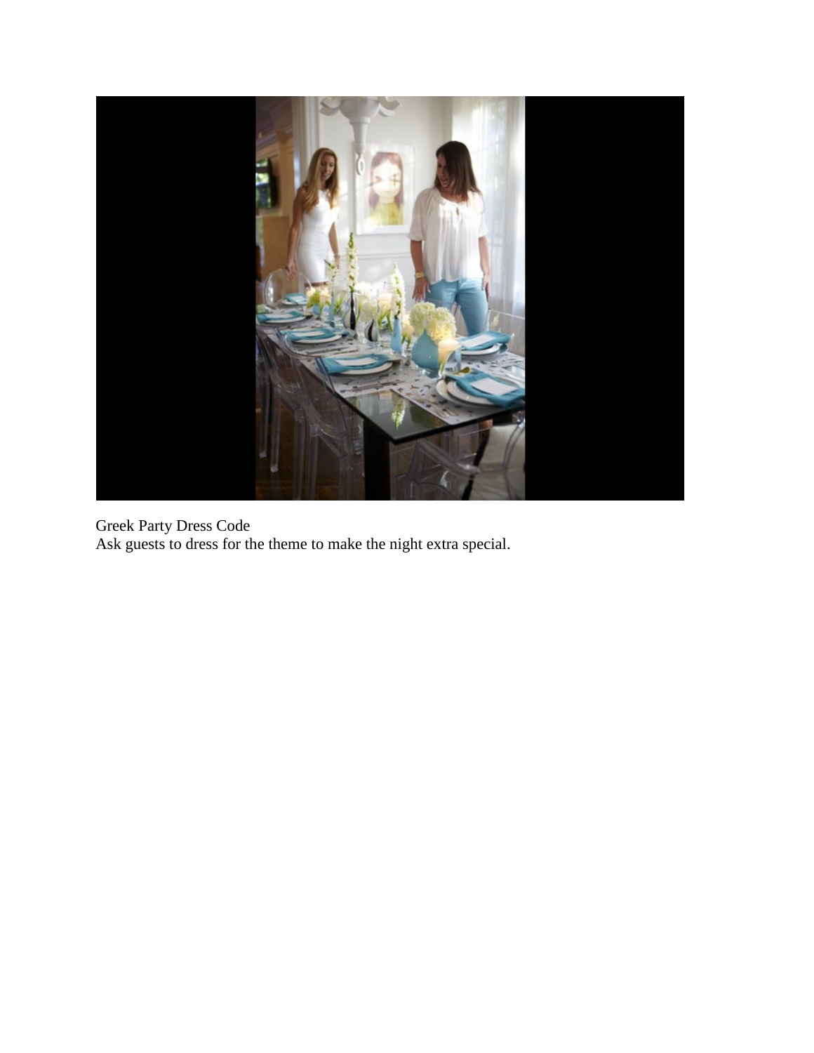Greek Party Dress Code
Ask guests to dress for the theme to make the night extra special.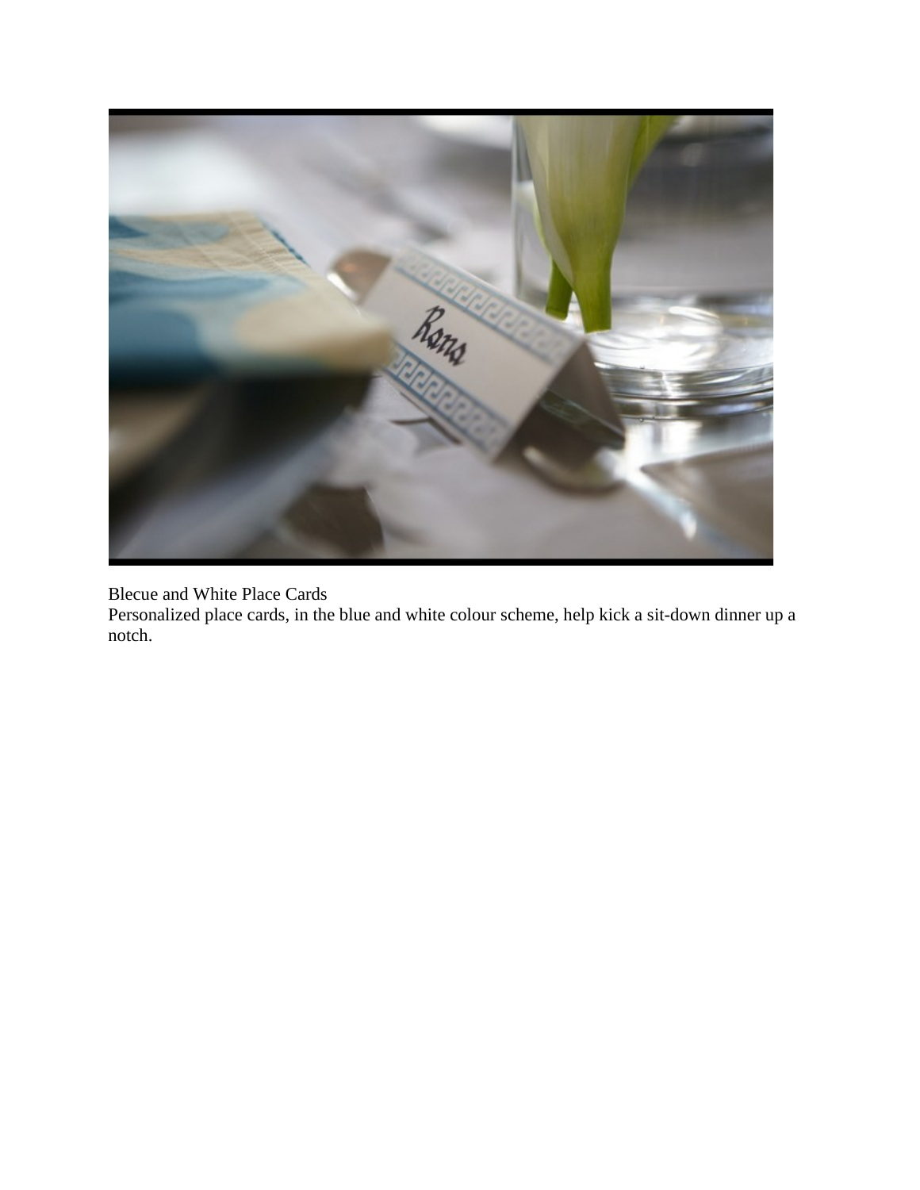Blecue and White Place Cards
Personalized place cards, in the blue and white colour scheme, help kick a sit-down dinner up a notch.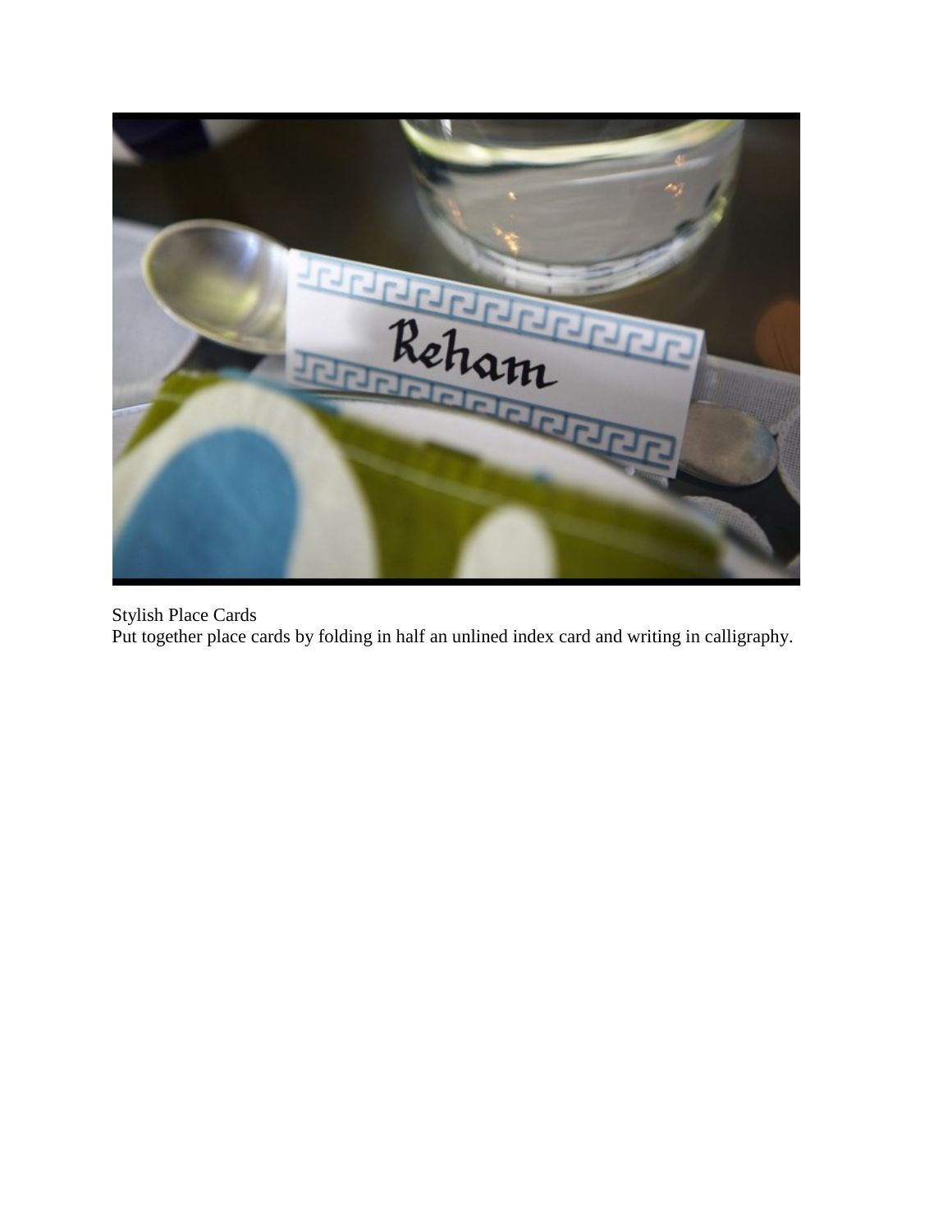Stylish Place Cards

Put together place cards by folding in half an unlined index card and writing in calligraphy.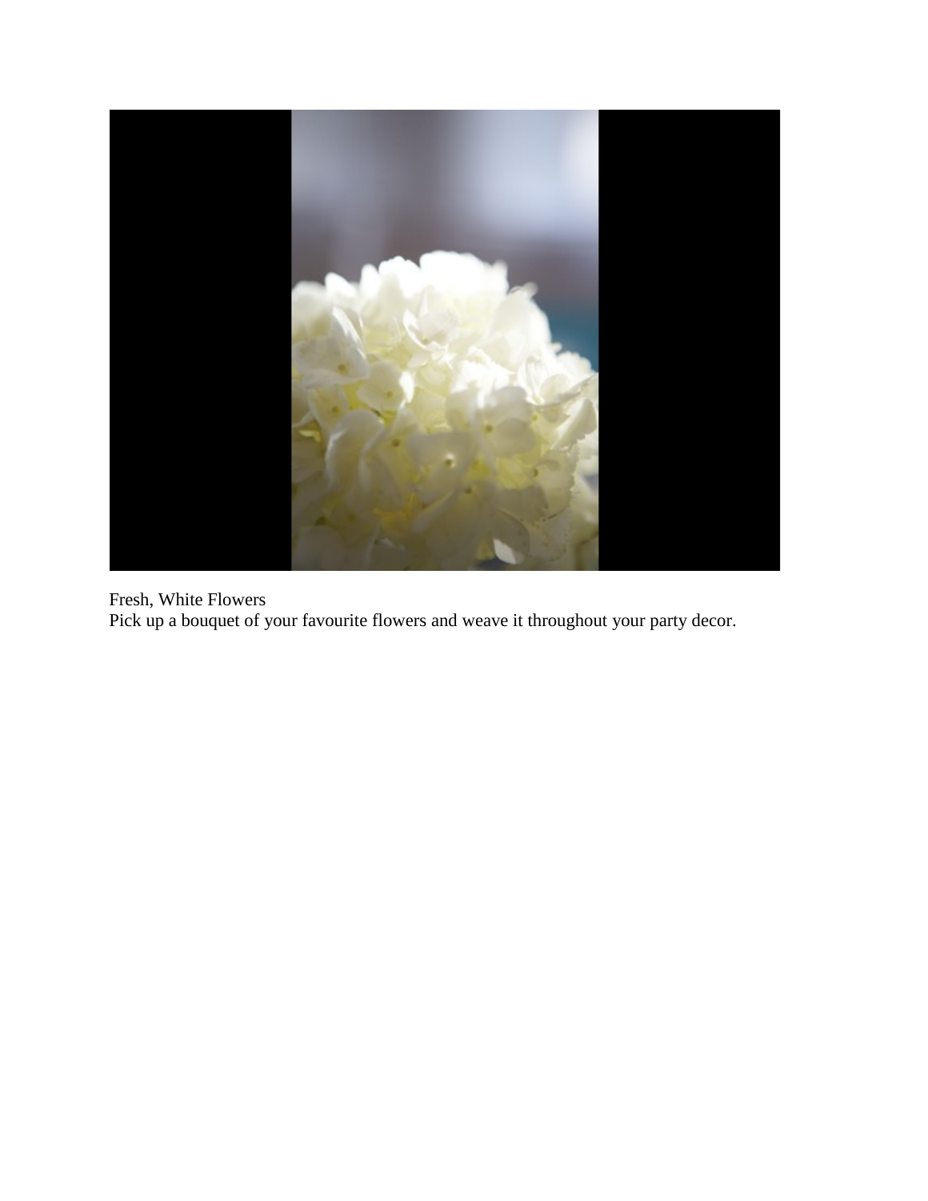Fresh, White Flowers
Pick up a bouquet of your favourite flowers and weave it throughout your party decor.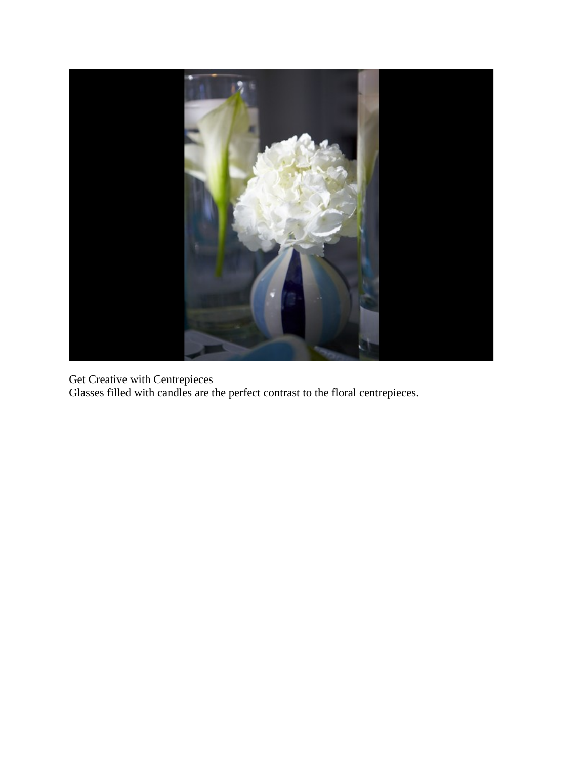Get Creative with Centrepieces

Glasses filled with candles are the perfect contrast to the floral centrepieces.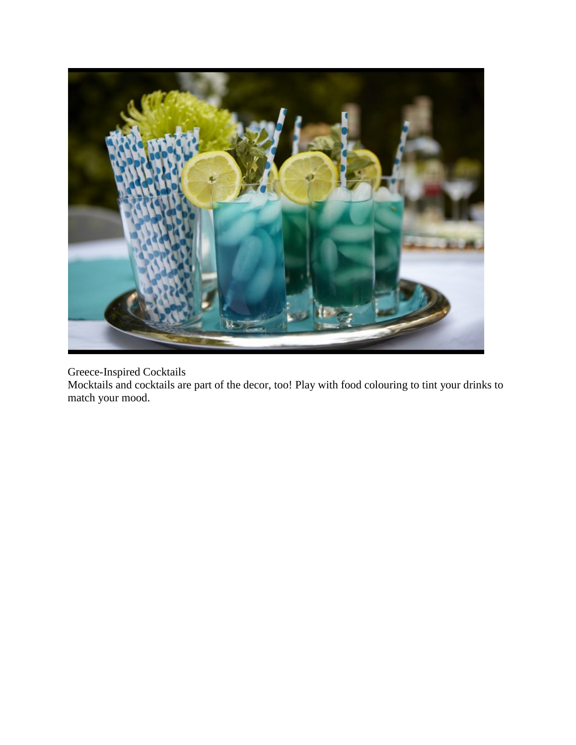Greece-Inspired Cocktails

Mocktails and cocktails are part of the decor, too! Play with food colouring to tint your drinks to match your mood.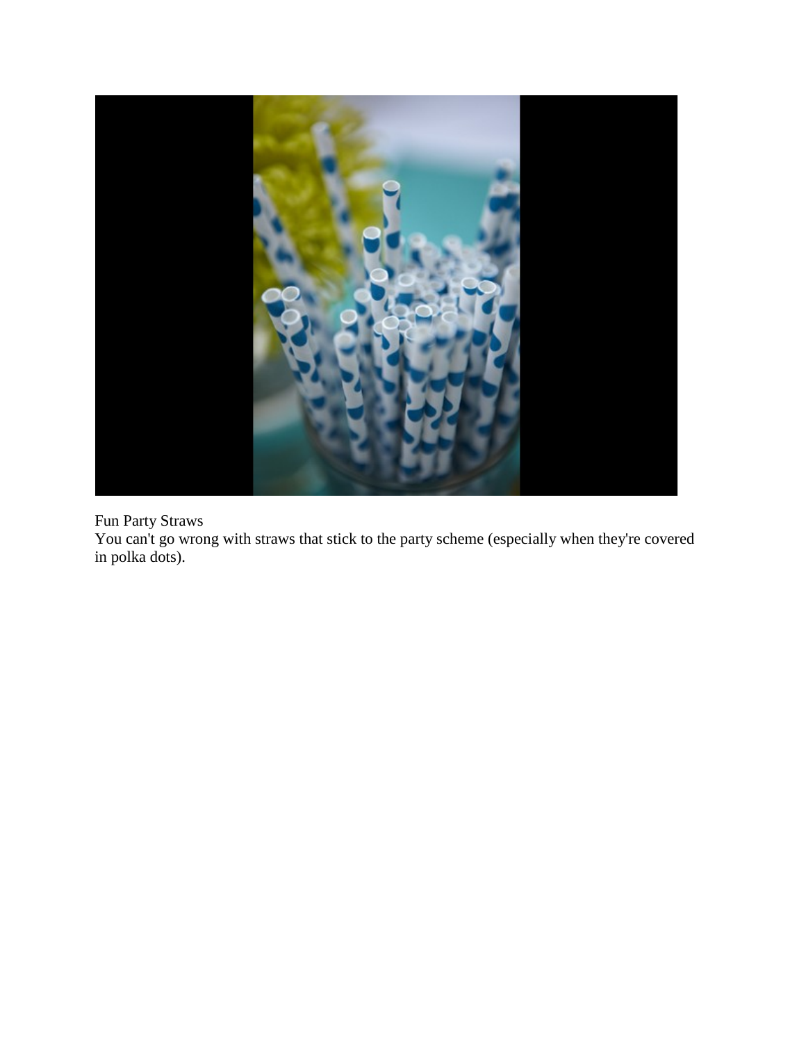Fun Party Straws

You can't go wrong with straws that stick to the party scheme (especially when they're covered in polka dots).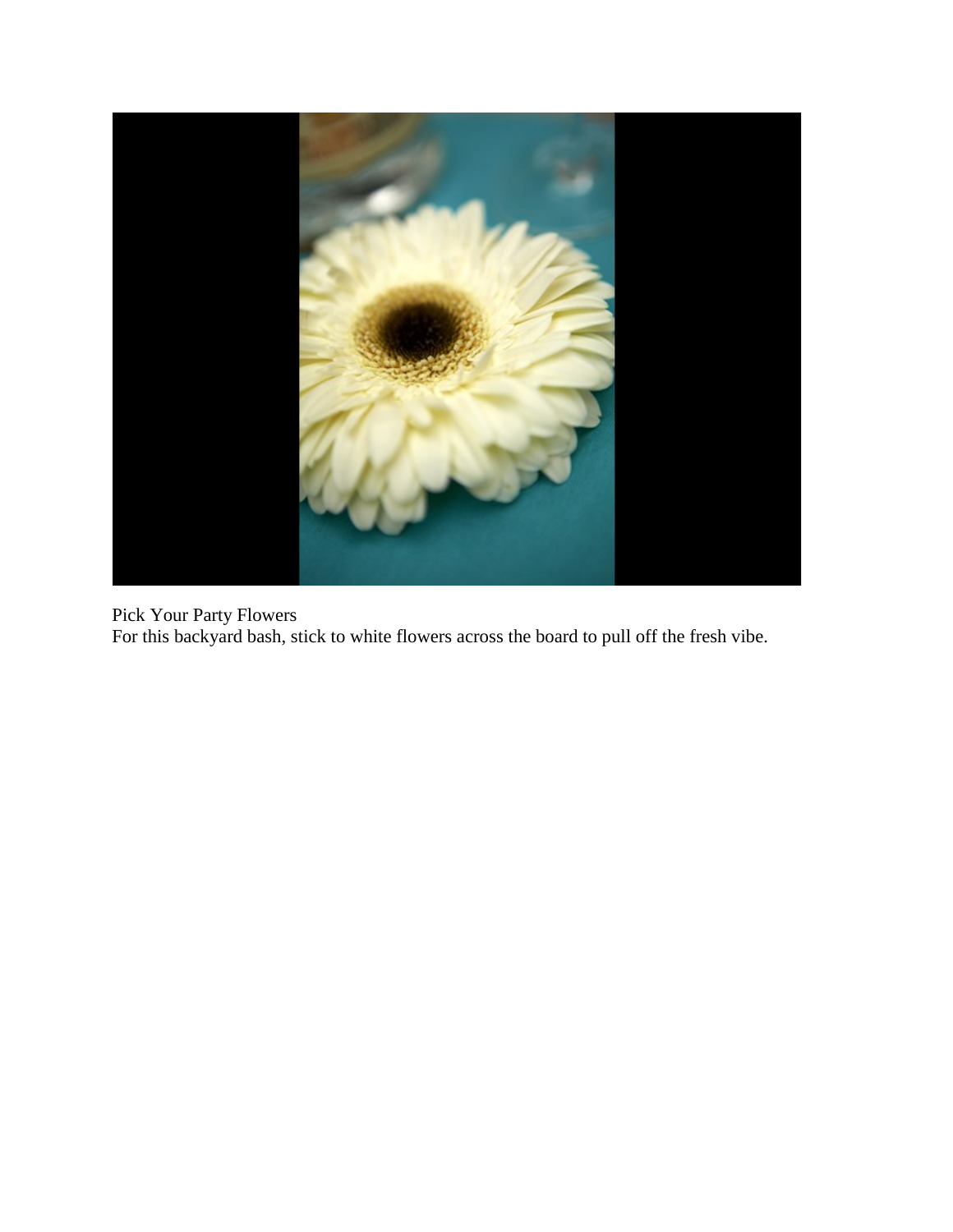Pick Your Party Flowers

For this backyard bash, stick to white flowers across the board to pull off the fresh vibe.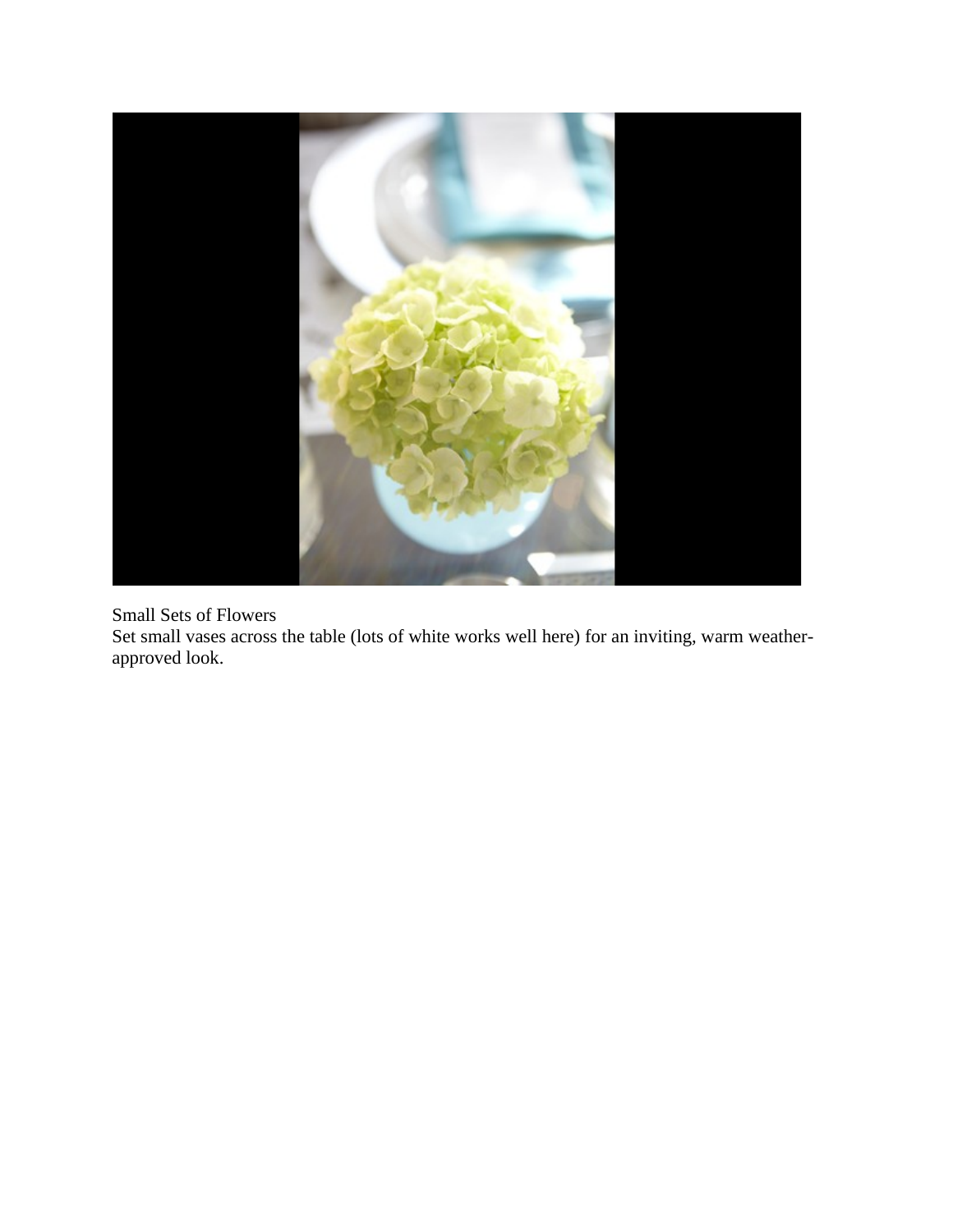Small Sets of Flowers

Set small vases across the table (lots of white works well here) for an inviting, warm weather-approved look.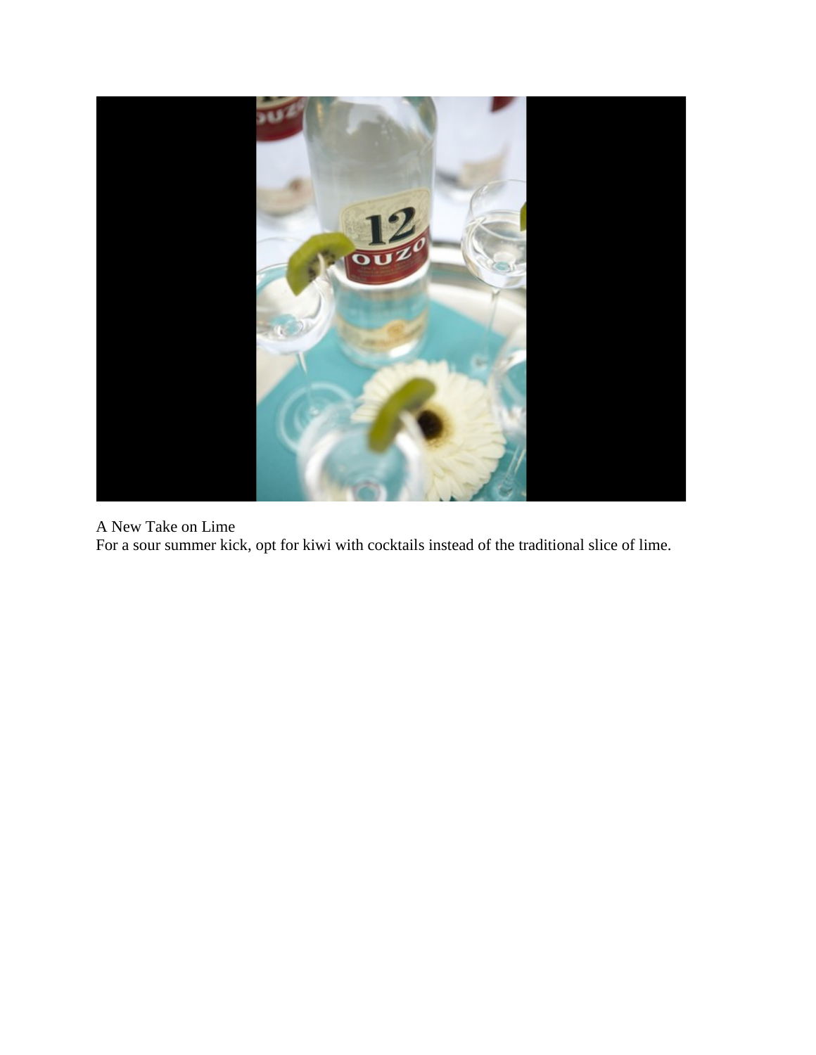A New Take on Lime

For a sour summer kick, opt for kiwi with cocktails instead of the traditional slice of lime.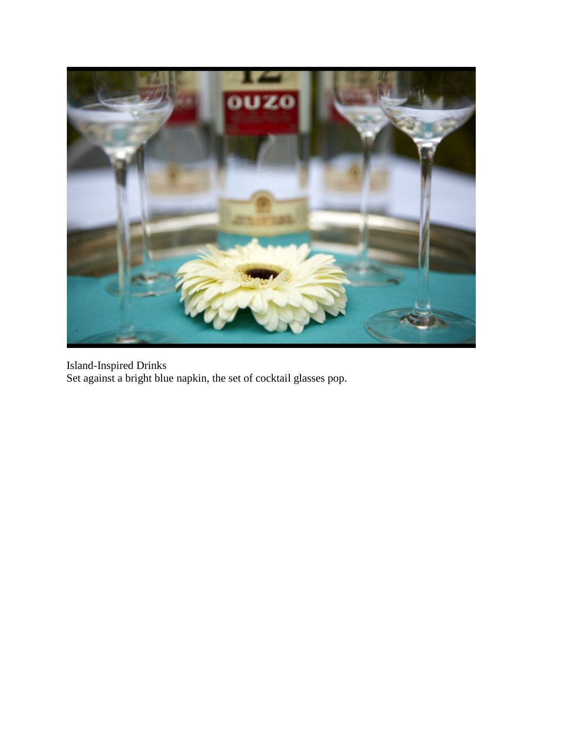Island-Inspired Drinks
Set against a bright blue napkin, the set of cocktail glasses pop.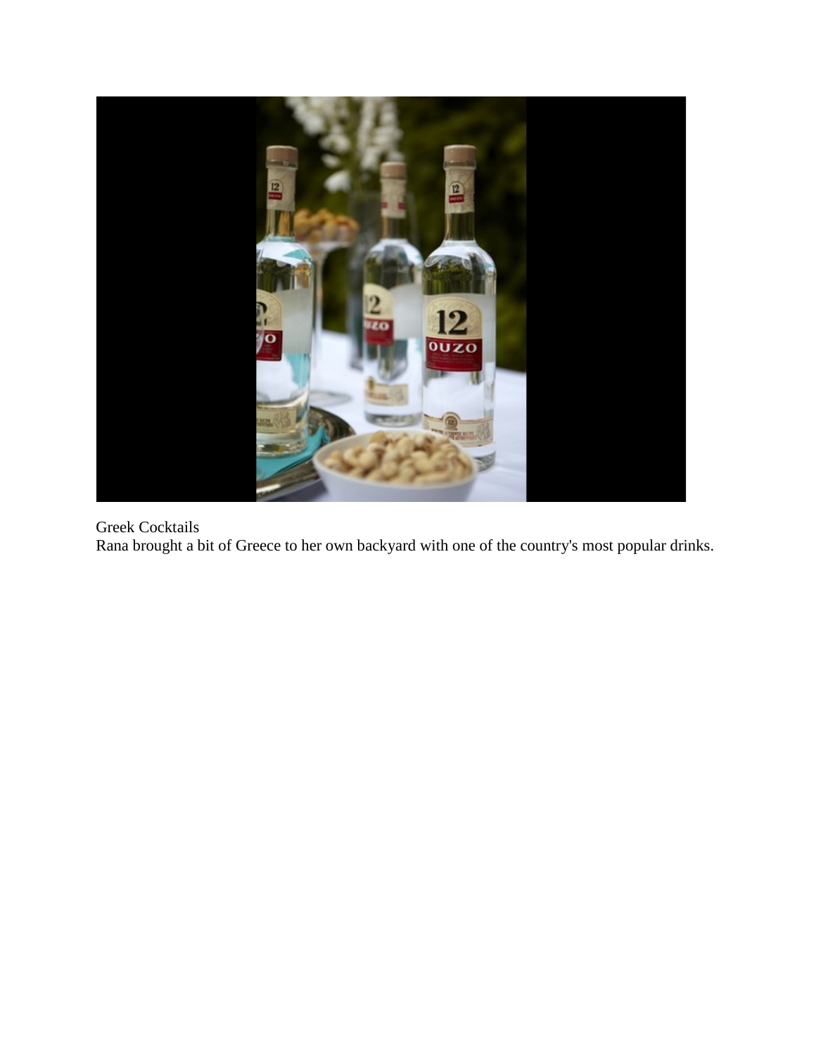Greek Cocktails

Rana brought a bit of Greece to her own backyard with one of the country's most popular drinks.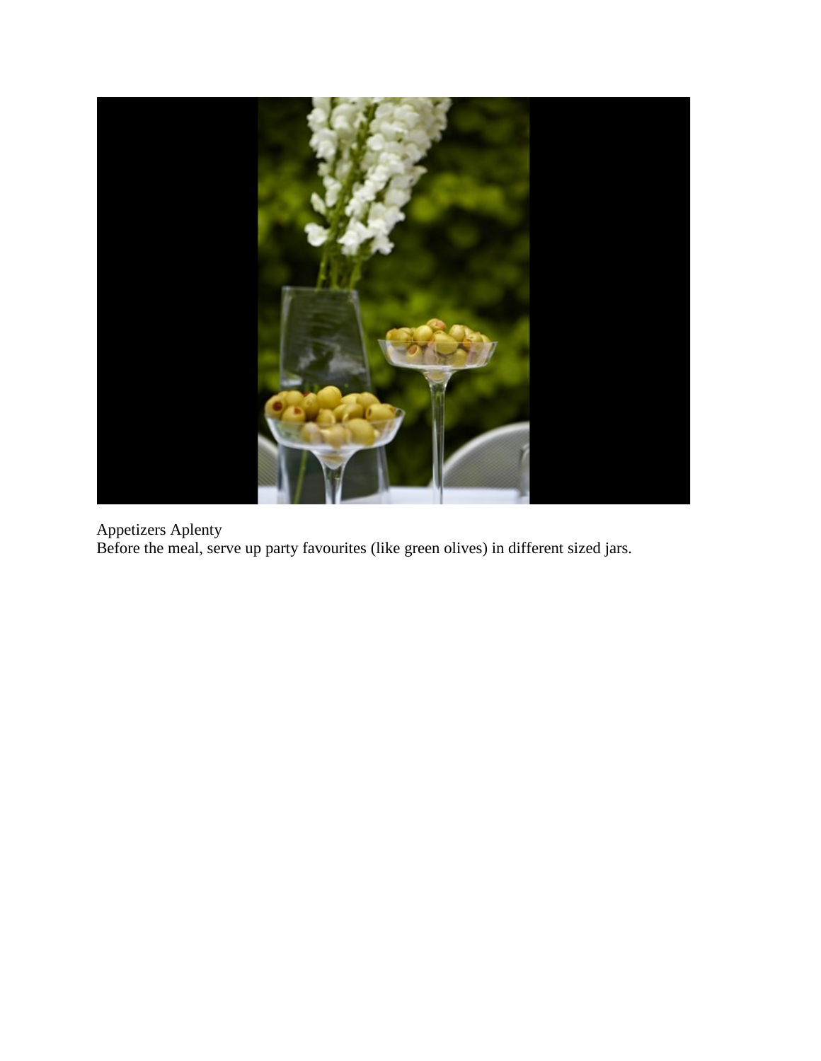Appetizers Aplenty

Before the meal, serve up party favourites (like green olives) in different sized jars.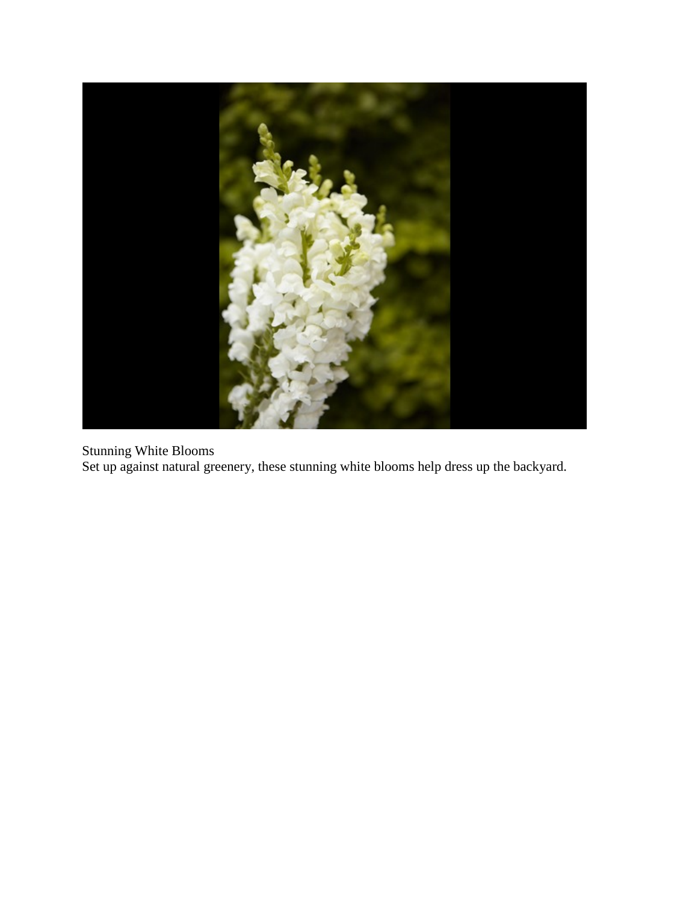Stunning White Blooms

Set up against natural greenery, these stunning white blooms help dress up the backyard.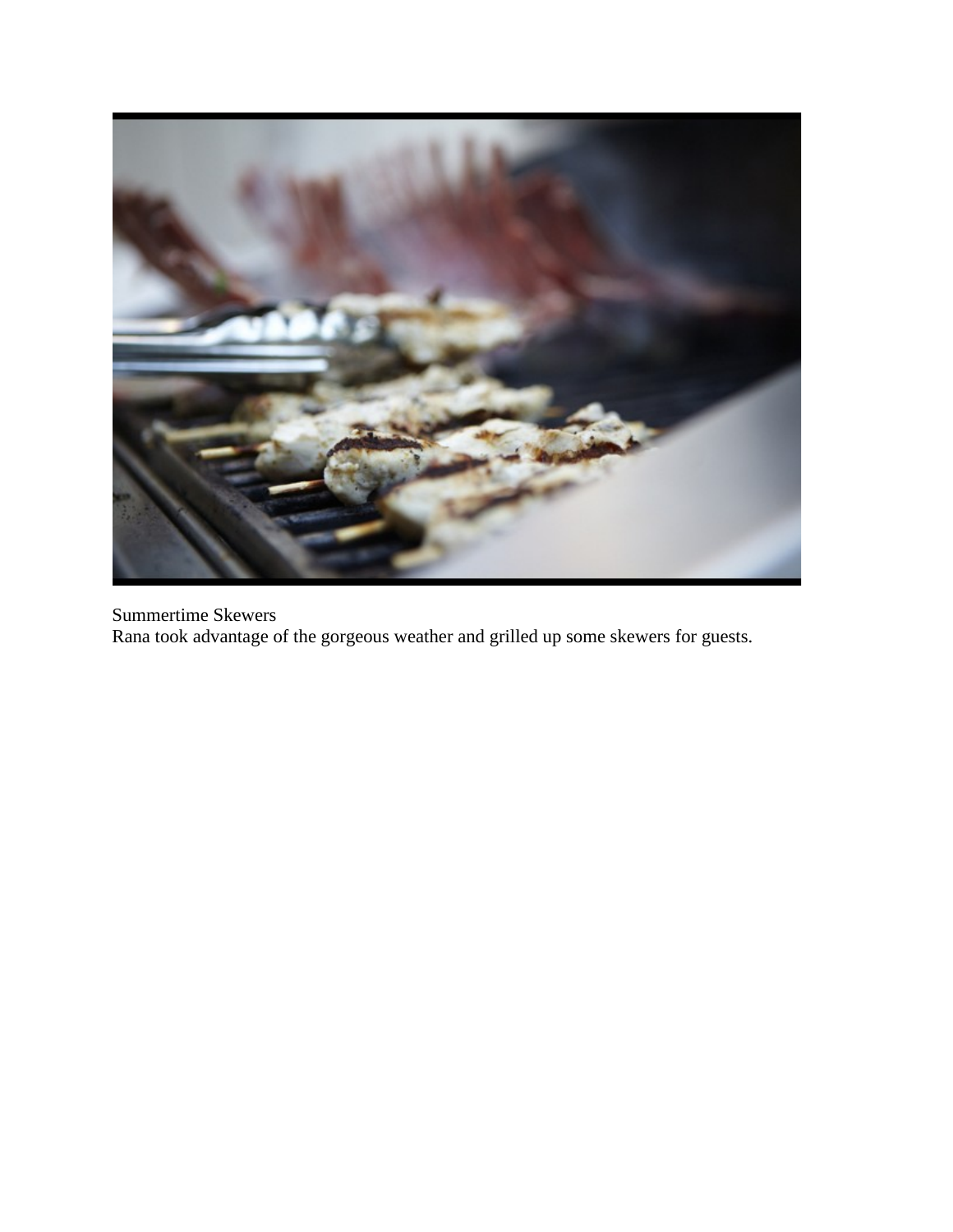Summertime Skewers
Rana took advantage of the gorgeous weather and grilled up some skewers for guests.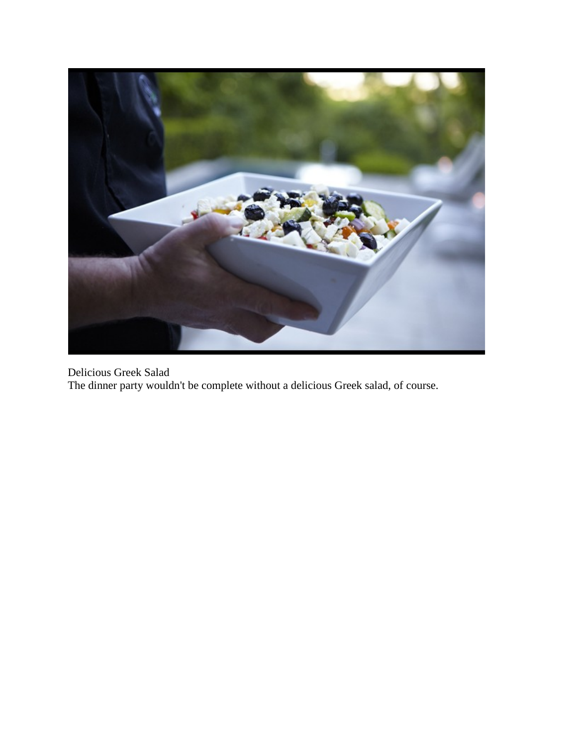Delicious Greek Salad
The dinner party wouldn't be complete without a delicious Greek salad, of course.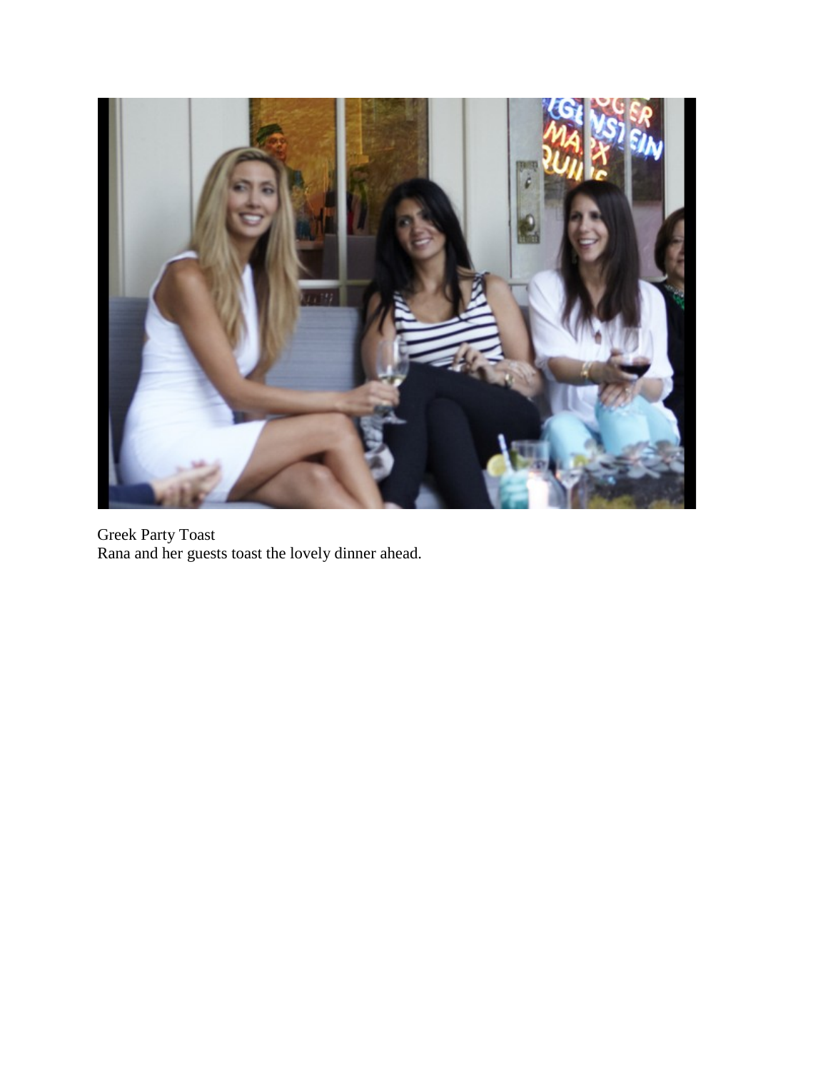Greek Party Toast
Rana and her guests toast the lovely dinner ahead.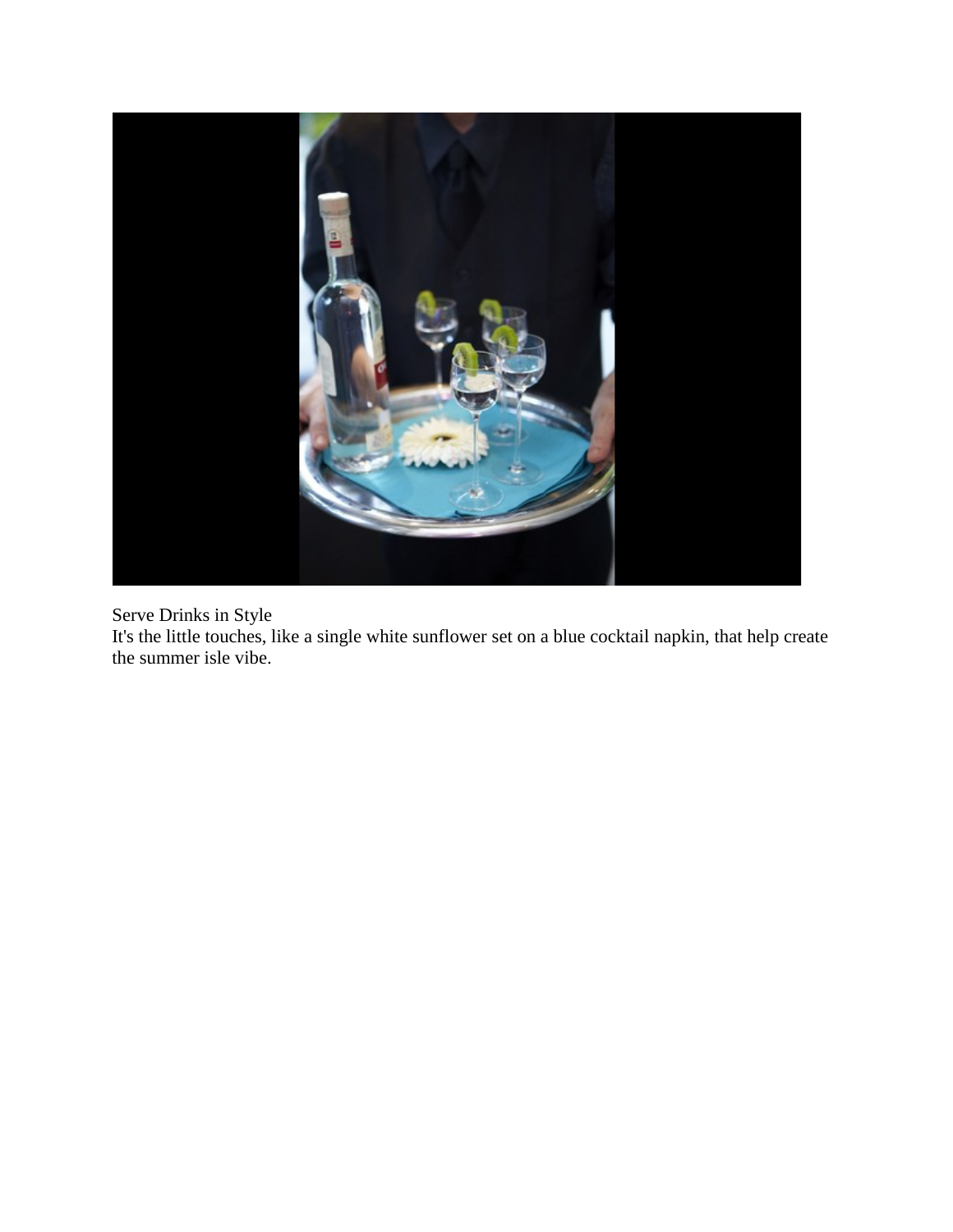Serve Drinks in Style

It's the little touches, like a single white sunflower set on a blue cocktail napkin, that help create the summer isle vibe.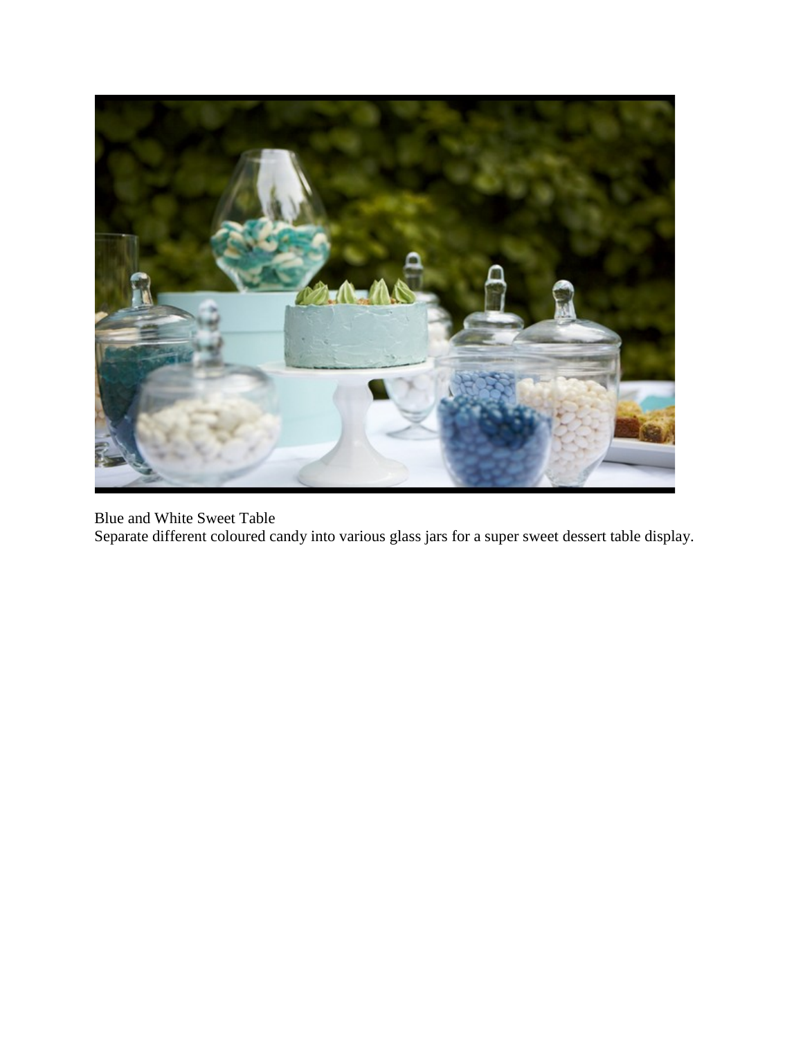Blue and White Sweet Table

Separate different coloured candy into various glass jars for a super sweet dessert table display.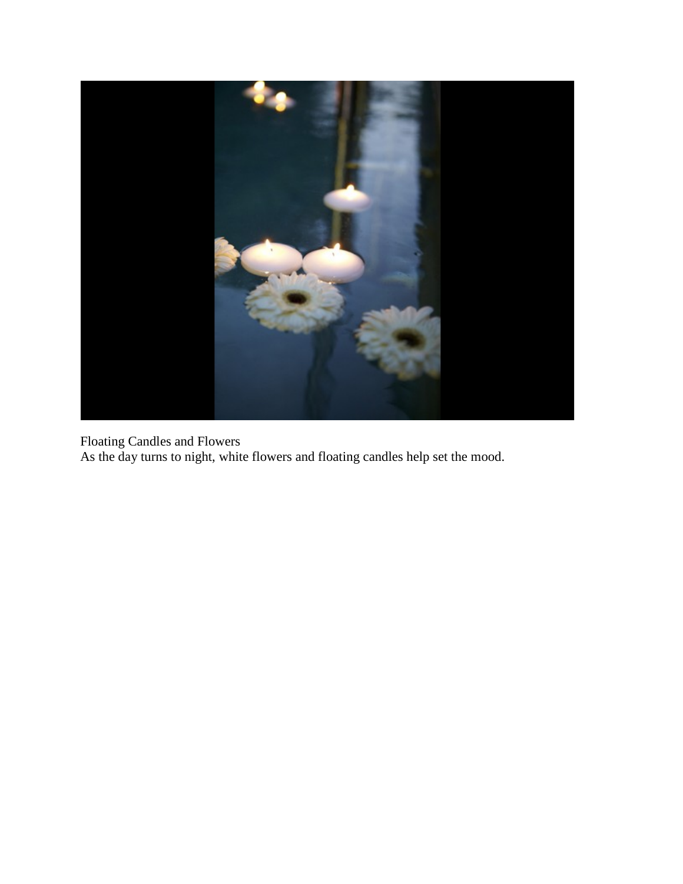Floating Candles and Flowers
As the day turns to night, white flowers and floating candles help set the mood.